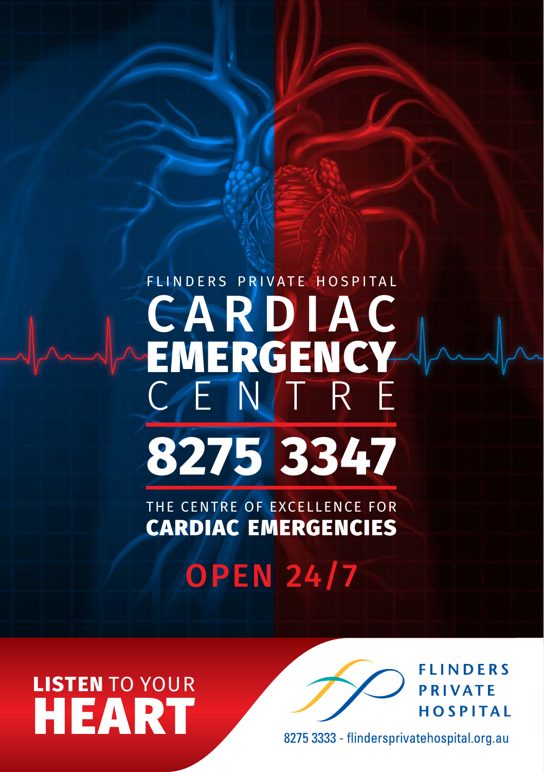FLINDERS PRIVATE HOSPITAL

# CARDIAC EMERGENCY CENTRE

## 8275 3347

THE CENTRE OF EXCELLENCE FOR
**CARDIAC EMERGENCIES**

**OPEN 24/7**

**LISTEN** TO YOUR
**HEART**

FLINDERS PRIVATE HOSPITAL

8275 3333 - flindersprivatehospital.org.au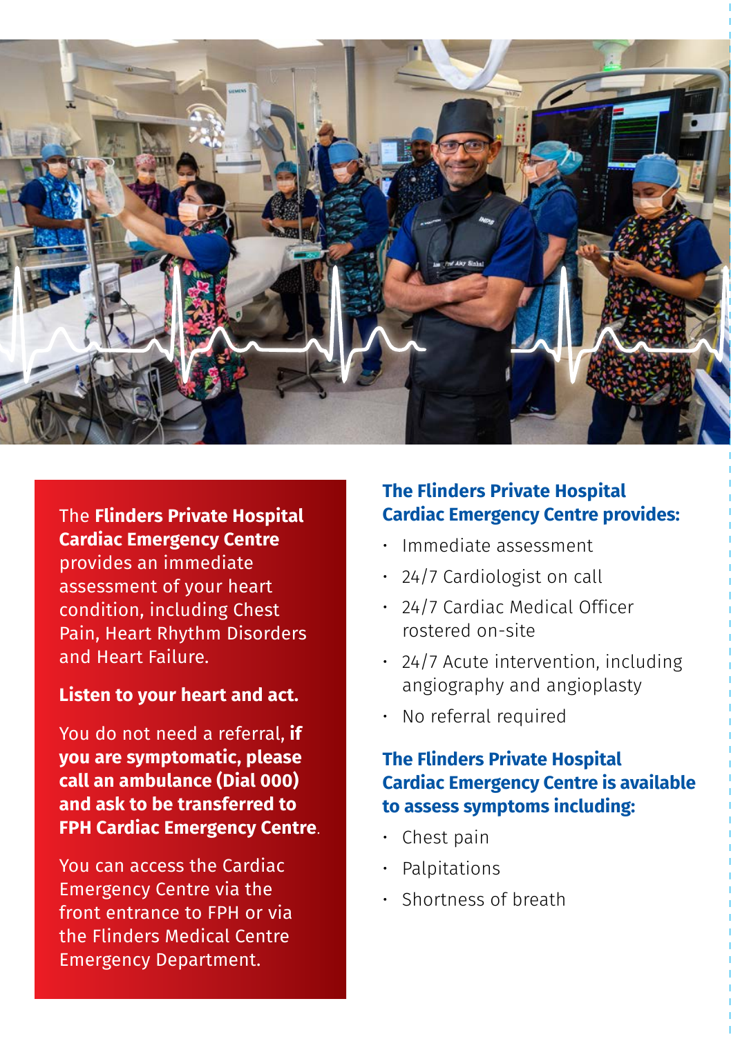The **Flinders Private Hospital Cardiac Emergency Centre** provides an immediate assessment of your heart condition, including Chest Pain, Heart Rhythm Disorders and Heart Failure.

**Listen to your heart and act.**

You do not need a referral, **if you are symptomatic, please call an ambulance (Dial 000) and ask to be transferred to FPH Cardiac Emergency Centre**.

You can access the Cardiac Emergency Centre via the front entrance to FPH or via the Flinders Medical Centre Emergency Department.

## The Flinders Private Hospital Cardiac Emergency Centre provides:

- Immediate assessment
- 24/7 Cardiologist on call
- 24/7 Cardiac Medical Officer rostered on-site
- 24/7 Acute intervention, including angiography and angioplasty
- No referral required

## The Flinders Private Hospital Cardiac Emergency Centre is available to assess symptoms including:

- Chest pain
- Palpitations
- Shortness of breath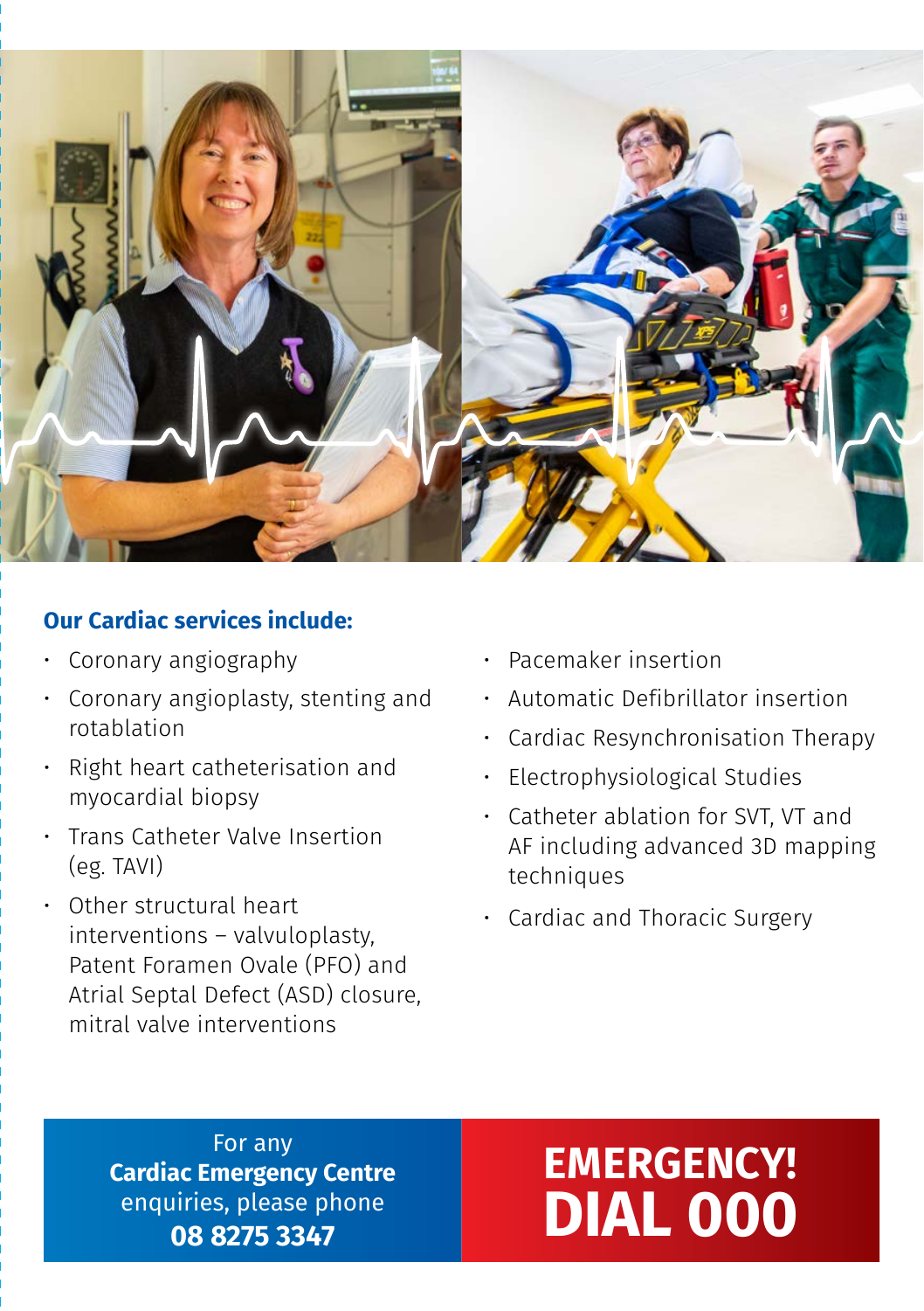## Our Cardiac services include:

- Coronary angiography
- Coronary angioplasty, stenting and rotablation
- Right heart catheterisation and myocardial biopsy
- Trans Catheter Valve Insertion (eg. TAVI)
- Other structural heart interventions – valvuloplasty, Patent Foramen Ovale (PFO) and Atrial Septal Defect (ASD) closure, mitral valve interventions
- Pacemaker insertion
- Automatic Defibrillator insertion
- Cardiac Resynchronisation Therapy
- Electrophysiological Studies
- Catheter ablation for SVT, VT and AF including advanced 3D mapping techniques
- Cardiac and Thoracic Surgery

For any **Cardiac Emergency Centre** enquiries, please phone **08 8275 3347**

**EMERGENCY!**
**DIAL 000**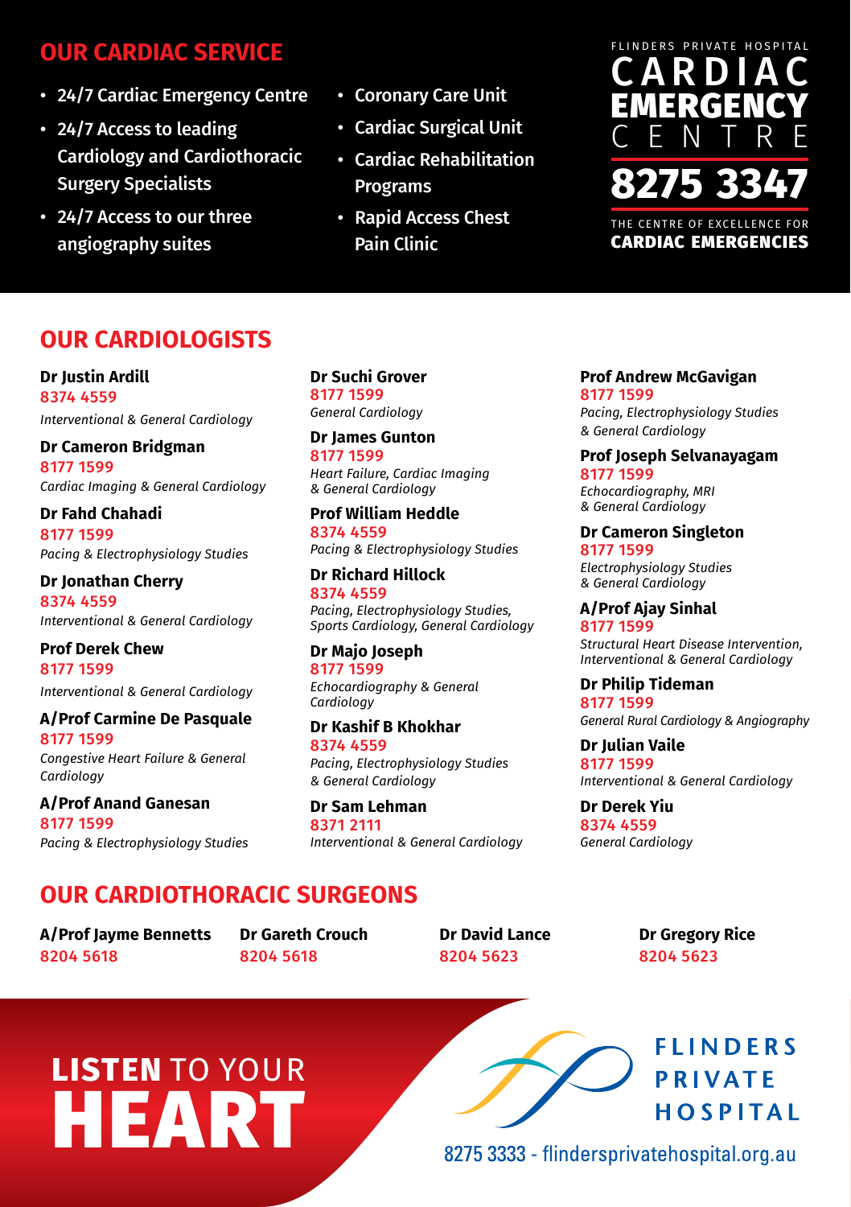## OUR CARDIAC SERVICE

- 24/7 Cardiac Emergency Centre
- 24/7 Access to leading Cardiology and Cardiothoracic Surgery Specialists
- 24/7 Access to our three angiography suites
- Coronary Care Unit
- Cardiac Surgical Unit
- Cardiac Rehabilitation Programs
- Rapid Access Chest Pain Clinic

FLINDERS PRIVATE HOSPITAL

**CARDIAC EMERGENCY CENTRE**

**8275 3347**

THE CENTRE OF EXCELLENCE FOR **CARDIAC EMERGENCIES**

## OUR CARDIOLOGISTS

**Dr Justin Ardill**
8374 4559
*Interventional & General Cardiology*

**Dr Cameron Bridgman**
8177 1599
*Cardiac Imaging & General Cardiology*

**Dr Fahd Chahadi**
8177 1599
*Pacing & Electrophysiology Studies*

**Dr Jonathan Cherry**
8374 4559
*Interventional & General Cardiology*

**Prof Derek Chew**
8177 1599
*Interventional & General Cardiology*

**A/Prof Carmine De Pasquale**
8177 1599
*Congestive Heart Failure & General Cardiology*

**A/Prof Anand Ganesan**
8177 1599
*Pacing & Electrophysiology Studies*

**Dr Suchi Grover**
8177 1599
*General Cardiology*

**Dr James Gunton**
8177 1599
*Heart Failure, Cardiac Imaging & General Cardiology*

**Prof William Heddle**
8374 4559
*Pacing & Electrophysiology Studies*

**Dr Richard Hillock**
8374 4559
*Pacing, Electrophysiology Studies, Sports Cardiology, General Cardiology*

**Dr Majo Joseph**
8177 1599
*Echocardiography & General Cardiology*

**Dr Kashif B Khokhar**
8374 4559
*Pacing, Electrophysiology Studies & General Cardiology*

**Dr Sam Lehman**
8371 2111
*Interventional & General Cardiology*

**Prof Andrew McGavigan**
8177 1599
*Pacing, Electrophysiology Studies & General Cardiology*

**Prof Joseph Selvanayagam**
8177 1599
*Echocardiography, MRI & General Cardiology*

**Dr Cameron Singleton**
8177 1599
*Electrophysiology Studies & General Cardiology*

**A/Prof Ajay Sinhal**
8177 1599
*Structural Heart Disease Intervention, Interventional & General Cardiology*

**Dr Philip Tideman**
8177 1599
*General Rural Cardiology & Angiography*

**Dr Julian Vaile**
8177 1599
*Interventional & General Cardiology*

**Dr Derek Yiu**
8374 4559
*General Cardiology*

## OUR CARDIOTHORACIC SURGEONS

**A/Prof Jayme Bennetts**
8204 5618

**Dr Gareth Crouch**
8204 5618

**Dr David Lance**
8204 5623

**Dr Gregory Rice**
8204 5623

**LISTEN** TO YOUR **HEART**

FLINDERS PRIVATE HOSPITAL

8275 3333 - flindersprivatehospital.org.au